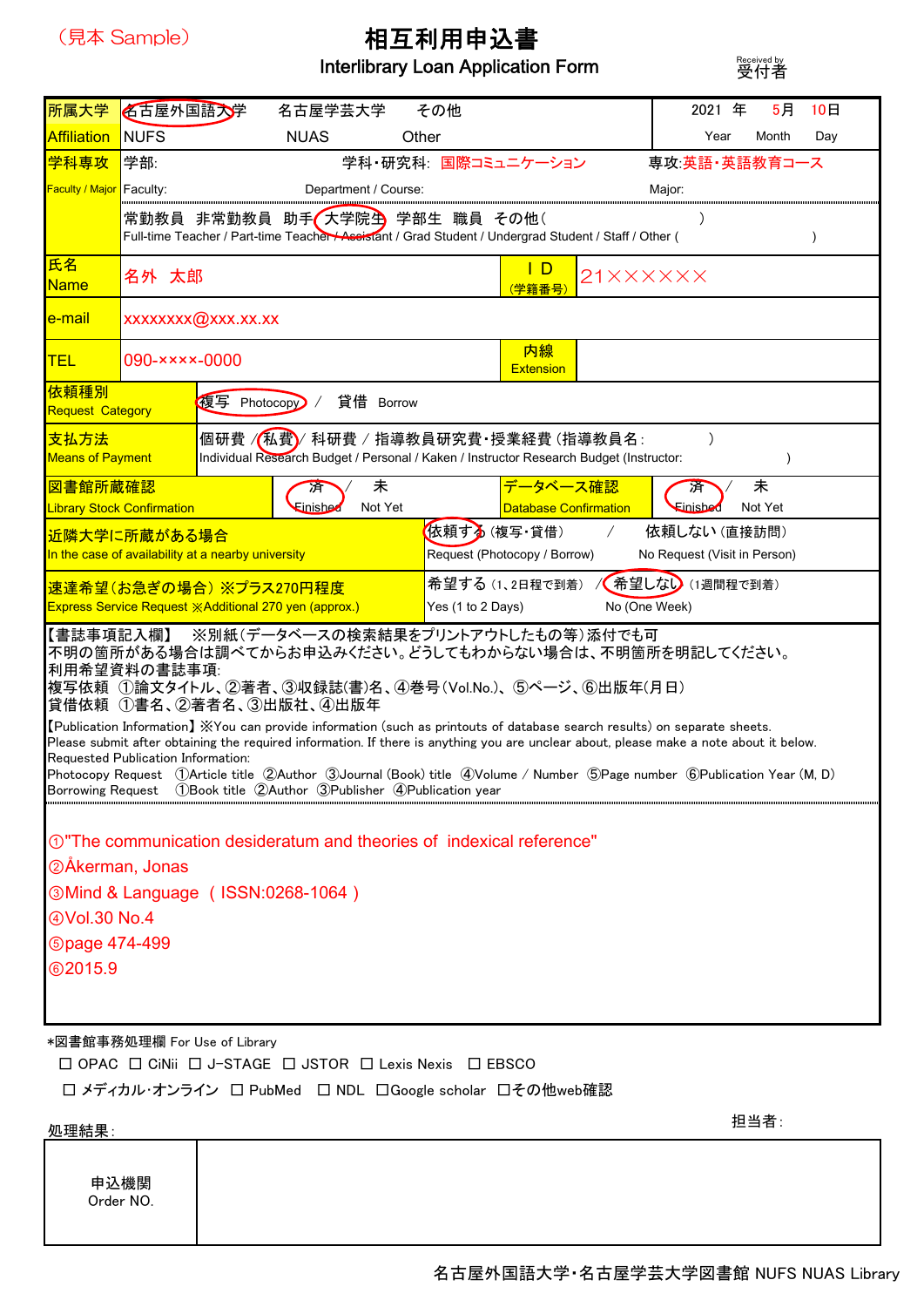（見本 Sample）

# 相互利用申込書

## Interlibrary Loan Application Form

Received by 受付者

| 所属大学 Affiliation | 名古屋外国語大学 NUFS　名古屋学芸大学 NUAS　その他 Other | 2021 年 Year　5月 Month　10日 Day |
|---|---|---|
| 学科専攻 Faculty / Major | 学部: Faculty:　学科・研究科: Department / Course: 国際コミュニケーション　専攻: Major: 英語・英語教育コース | |
| | 常勤教員　非常勤教員　助手　大学院生　学部生　職員　その他（　　　） Full-time Teacher / Part-time Teacher / Assistant / Grad Student / Undergrad Student / Staff / Other (　　　) | |
| 氏名 Name | 名外　太郎 | ID（学籍番号） 21××××××× |
| e-mail | xxxxxxxx@xxx.xx.xx | |
| TEL | 090-××××-0000 | 内線 Extension |
| 依頼種別 Request Category | 複写 Photocopy / 貸借 Borrow | |
| 支払方法 Means of Payment | 個研費 / 私費 / 科研費 / 指導教員研究費・授業経費（指導教員名:　　） Individual Research Budget / Personal / Kaken / Instructor Research Budget (Instructor:　　) | |
| 図書館所蔵確認 Library Stock Confirmation | 済 Finished / 未 Not Yet | データベース確認 Database Confirmation　済 Finished / 未 Not Yet |
| 近隣大学に所蔵がある場合 In the case of availability at a nearby university | 依頼する（複写・貸借） Request (Photocopy / Borrow) / 依頼しない（直接訪問） No Request (Visit in Person) | |
| 速達希望（お急ぎの場合）※プラス270円程度 Express Service Request ※Additional 270 yen (approx.) | 希望する（1、2日程で到着） Yes (1 to 2 Days) / 希望しない（1週間程で到着） No (One Week) | |

（丸印: 名古屋外国語大学、大学院生、複写、私費、済、済、依頼する、希望しない）

【書誌事項記入欄】　※別紙（データベースの検索結果をプリントアウトしたもの等）添付でも可
不明の箇所がある場合は調べてからお申込みください。どうしてもわからない場合は、不明箇所を明記してください。
利用希望資料の書誌事項:
複写依頼　①論文タイトル、②著者、③収録誌(書)名、④巻号(Vol.No.)、⑤ページ、⑥出版年(月日)
貸借依頼　①書名、②著者名、③出版社、④出版年

【Publication Information】※You can provide information (such as printouts of database search results) on separate sheets.
Please submit after obtaining the required information. If there is anything you are unclear about, please make a note about it below.
Requested Publication Information:
Photocopy Request　①Article title　②Author　③Journal (Book) title　④Volume / Number　⑤Page number　⑥Publication Year (M, D)
Borrowing Request　①Book title　②Author　③Publisher　④Publication year

①"The communication desideratum and theories of indexical reference"
②Åkerman, Jonas
③Mind & Language （ISSN:0268-1064）
④Vol.30 No.4
⑤page 474-499
⑥2015.9

*図書館事務処理欄 For Use of Library

☐ OPAC　☐ CiNii　☐ J-STAGE　☐ JSTOR　☐ Lexis Nexis　☐ EBSCO
☐ メディカル･オンライン　☐ PubMed　☐ NDL　☐Google scholar　☐その他web確認

処理結果:　　　　担当者:

| 申込機関 Order NO. | |
|---|---|

名古屋外国語大学・名古屋学芸大学図書館 NUFS NUAS Library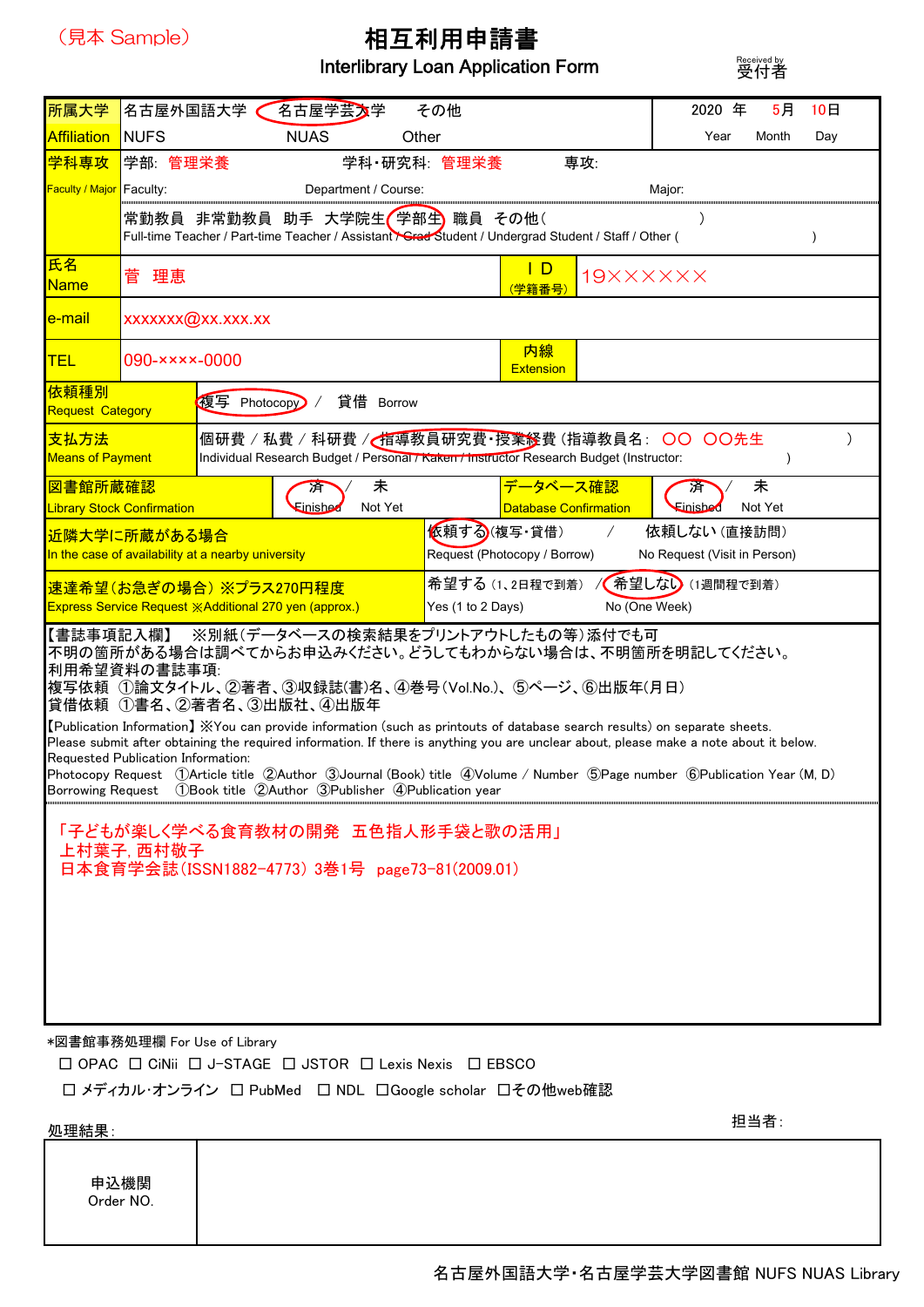（見本 Sample）

# 相互利用申請書

## Interlibrary Loan Application Form

Received by 受付者

| | | |
|---|---|---|
| 所属大学 Affiliation | 名古屋外国語大学 NUFS / 名古屋学芸大学 NUAS（○） / その他 Other | 2020 年 Year 5月 Month 10日 Day |
| 学科専攻 Faculty / Major | 学部: 管理栄養 Faculty: / 学科・研究科: 管理栄養 Department / Course: / 専攻: Major: | |
| | 常勤教員 非常勤教員 助手 大学院生 学部生（○） 職員 その他（ ） Full-time Teacher / Part-time Teacher / Assistant / Grad Student / Undergrad Student / Staff / Other ( ) | |
| 氏名 Name | 菅 理恵 | ＩＤ（学籍番号） 19××××××× |
| e-mail | xxxxxxx@xx.xxx.xx | |
| TEL | 090-××××-0000 | 内線 Extension |
| 依頼種別 Request Category | 複写 Photocopy（○） / 貸借 Borrow | |
| 支払方法 Means of Payment | 個研費 / 私費 / 科研費 / 指導教員研究費・授業経費（○）（指導教員名： ○○ ○○先生 ） Individual Research Budget / Personal / Kaken / Instructor Research Budget (Instructor: ) | |
| 図書館所蔵確認 Library Stock Confirmation | 済 Finished（○） / 未 Not Yet | データベース確認 Database Confirmation　済 Finished（○） / 未 Not Yet |
| 近隣大学に所蔵がある場合 In the case of availability at a nearby university | 依頼する（○）（複写・貸借） Request (Photocopy / Borrow) / 依頼しない（直接訪問） No Request (Visit in Person) | |
| 速達希望（お急ぎの場合）※プラス270円程度 Express Service Request ※Additional 270 yen (approx.) | 希望する（1、2日程で到着） Yes (1 to 2 Days) / 希望しない（○）（1週間程で到着） No (One Week) | |

【書誌事項記入欄】 ※別紙（データベースの検索結果をプリントアウトしたもの等）添付でも可
不明の箇所がある場合は調べてからお申込みください。どうしてもわからない場合は、不明箇所を明記してください。
利用希望資料の書誌事項:
複写依頼 ①論文タイトル、②著者、③収録誌(書)名、④巻号(Vol.No.)、⑤ページ、⑥出版年(月日)
貸借依頼 ①書名、②著者名、③出版社、④出版年

【Publication Information】※You can provide information (such as printouts of database search results) on separate sheets.
Please submit after obtaining the required information. If there is anything you are unclear about, please make a note about it below.
Requested Publication Information:
Photocopy Request ①Article title ②Author ③Journal (Book) title ④Volume / Number ⑤Page number ⑥Publication Year (M, D)
Borrowing Request ①Book title ②Author ③Publisher ④Publication year

「子どもが楽しく学べる食育教材の開発 五色指人形手袋と歌の活用」
上村葉子, 西村敬子
日本食育学会誌（ISSN1882-4773） 3巻1号 page73-81（2009.01）

*図書館事務処理欄 For Use of Library

☐ OPAC ☐ CiNii ☐ J-STAGE ☐ JSTOR ☐ Lexis Nexis ☐ EBSCO

☐ メディカル·オンライン ☐ PubMed ☐ NDL ☐Google scholar ☐その他web確認

処理結果: 担当者:

| | |
|---|---|
| 申込機関 Order NO. | |

名古屋外国語大学・名古屋学芸大学図書館 NUFS NUAS Library